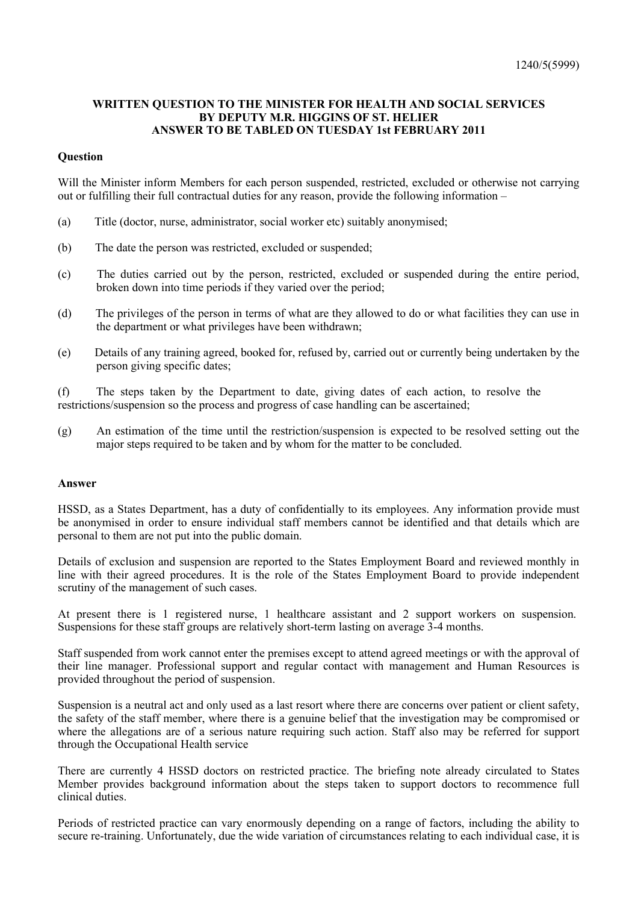1240/5(5999)

**WRITTEN QUESTION TO THE MINISTER FOR HEALTH AND SOCIAL SERVICES BY DEPUTY M.R. HIGGINS OF ST. HELIER ANSWER TO BE TABLED ON TUESDAY 1st FEBRUARY 2011**

**Question**

Will the Minister inform Members for each person suspended, restricted, excluded or otherwise not carrying out or fulfilling their full contractual duties for any reason, provide the following information –

(a) Title (doctor, nurse, administrator, social worker etc) suitably anonymised;

(b) The date the person was restricted, excluded or suspended;

(c) The duties carried out by the person, restricted, excluded or suspended during the entire period, broken down into time periods if they varied over the period;

(d) The privileges of the person in terms of what are they allowed to do or what facilities they can use in the department or what privileges have been withdrawn;

(e) Details of any training agreed, booked for, refused by, carried out or currently being undertaken by the person giving specific dates;

(f) The steps taken by the Department to date, giving dates of each action, to resolve the restrictions/suspension so the process and progress of case handling can be ascertained;

(g) An estimation of the time until the restriction/suspension is expected to be resolved setting out the major steps required to be taken and by whom for the matter to be concluded.

**Answer**

HSSD, as a States Department, has a duty of confidentially to its employees. Any information provide must be anonymised in order to ensure individual staff members cannot be identified and that details which are personal to them are not put into the public domain.

Details of exclusion and suspension are reported to the States Employment Board and reviewed monthly in line with their agreed procedures. It is the role of the States Employment Board to provide independent scrutiny of the management of such cases.

At present there is 1 registered nurse, 1 healthcare assistant and 2 support workers on suspension. Suspensions for these staff groups are relatively short-term lasting on average 3-4 months.

Staff suspended from work cannot enter the premises except to attend agreed meetings or with the approval of their line manager. Professional support and regular contact with management and Human Resources is provided throughout the period of suspension.

Suspension is a neutral act and only used as a last resort where there are concerns over patient or client safety, the safety of the staff member, where there is a genuine belief that the investigation may be compromised or where the allegations are of a serious nature requiring such action. Staff also may be referred for support through the Occupational Health service

There are currently 4 HSSD doctors on restricted practice. The briefing note already circulated to States Member provides background information about the steps taken to support doctors to recommence full clinical duties.

Periods of restricted practice can vary enormously depending on a range of factors, including the ability to secure re-training. Unfortunately, due the wide variation of circumstances relating to each individual case, it is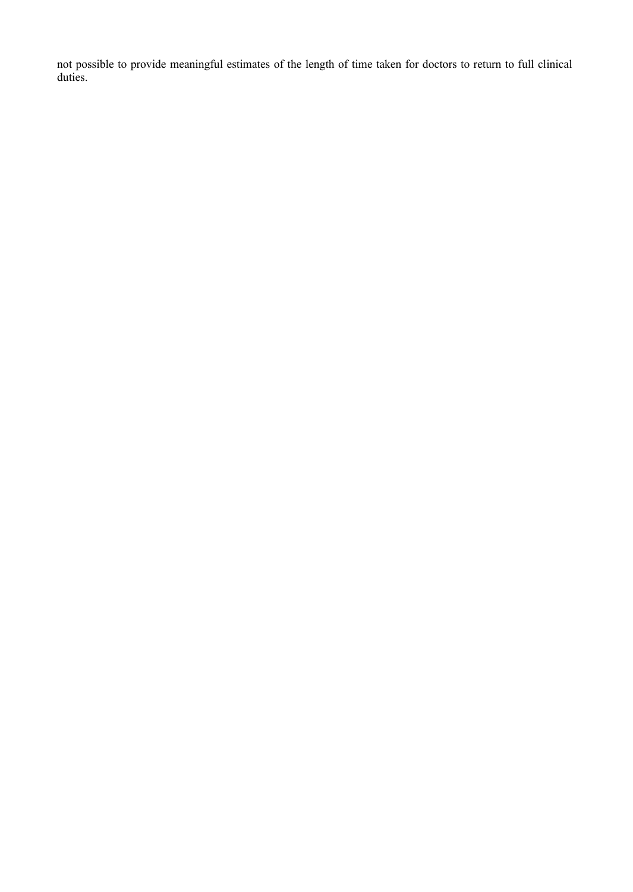not possible to provide meaningful estimates of the length of time taken for doctors to return to full clinical duties.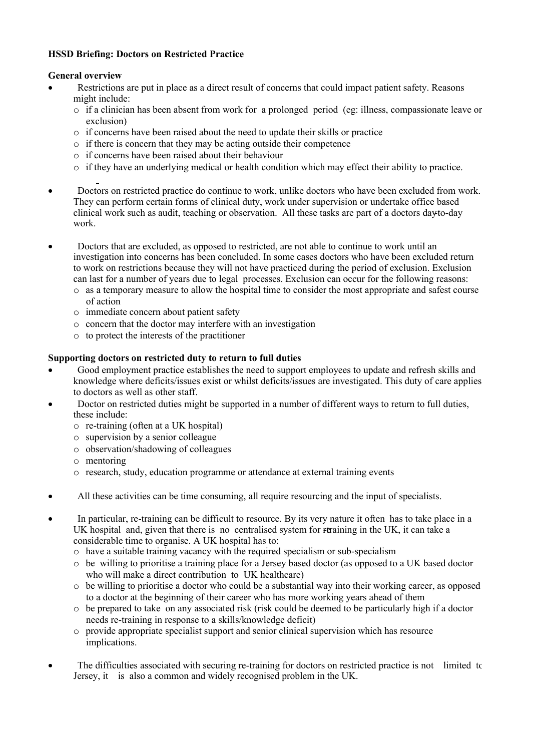**HSSD Briefing: Doctors on Restricted Practice**

**General overview**

- Restrictions are put in place as a direct result of concerns that could impact patient safety. Reasons might include:
  - if a clinician has been absent from work for a prolonged period (eg: illness, compassionate leave or exclusion)
  - if concerns have been raised about the need to update their skills or practice
  - if there is concern that they may be acting outside their competence
  - if concerns have been raised about their behaviour
  - if they have an underlying medical or health condition which may effect their ability to practice.

- Doctors on restricted practice do continue to work, unlike doctors who have been excluded from work. They can perform certain forms of clinical duty, work under supervision or undertake office based clinical work such as audit, teaching or observation. All these tasks are part of a doctors day-to-day work.

- Doctors that are excluded, as opposed to restricted, are not able to continue to work until an investigation into concerns has been concluded. In some cases doctors who have been excluded return to work on restrictions because they will not have practiced during the period of exclusion. Exclusion can last for a number of years due to legal processes. Exclusion can occur for the following reasons:
  - as a temporary measure to allow the hospital time to consider the most appropriate and safest course of action
  - immediate concern about patient safety
  - concern that the doctor may interfere with an investigation
  - to protect the interests of the practitioner

**Supporting doctors on restricted duty to return to full duties**

- Good employment practice establishes the need to support employees to update and refresh skills and knowledge where deficits/issues exist or whilst deficits/issues are investigated. This duty of care applies to doctors as well as other staff.
- Doctor on restricted duties might be supported in a number of different ways to return to full duties, these include:
  - re-training (often at a UK hospital)
  - supervision by a senior colleague
  - observation/shadowing of colleagues
  - mentoring
  - research, study, education programme or attendance at external training events

- All these activities can be time consuming, all require resourcing and the input of specialists.

- In particular, re-training can be difficult to resource. By its very nature it often has to take place in a UK hospital and, given that there is no centralised system for re-training in the UK, it can take a considerable time to organise. A UK hospital has to:
  - have a suitable training vacancy with the required specialism or sub-specialism
  - be willing to prioritise a training place for a Jersey based doctor (as opposed to a UK based doctor who will make a direct contribution to UK healthcare)
  - be willing to prioritise a doctor who could be a substantial way into their working career, as opposed to a doctor at the beginning of their career who has more working years ahead of them
  - be prepared to take on any associated risk (risk could be deemed to be particularly high if a doctor needs re-training in response to a skills/knowledge deficit)
  - provide appropriate specialist support and senior clinical supervision which has resource implications.

- The difficulties associated with securing re-training for doctors on restricted practice is not limited to Jersey, it is also a common and widely recognised problem in the UK.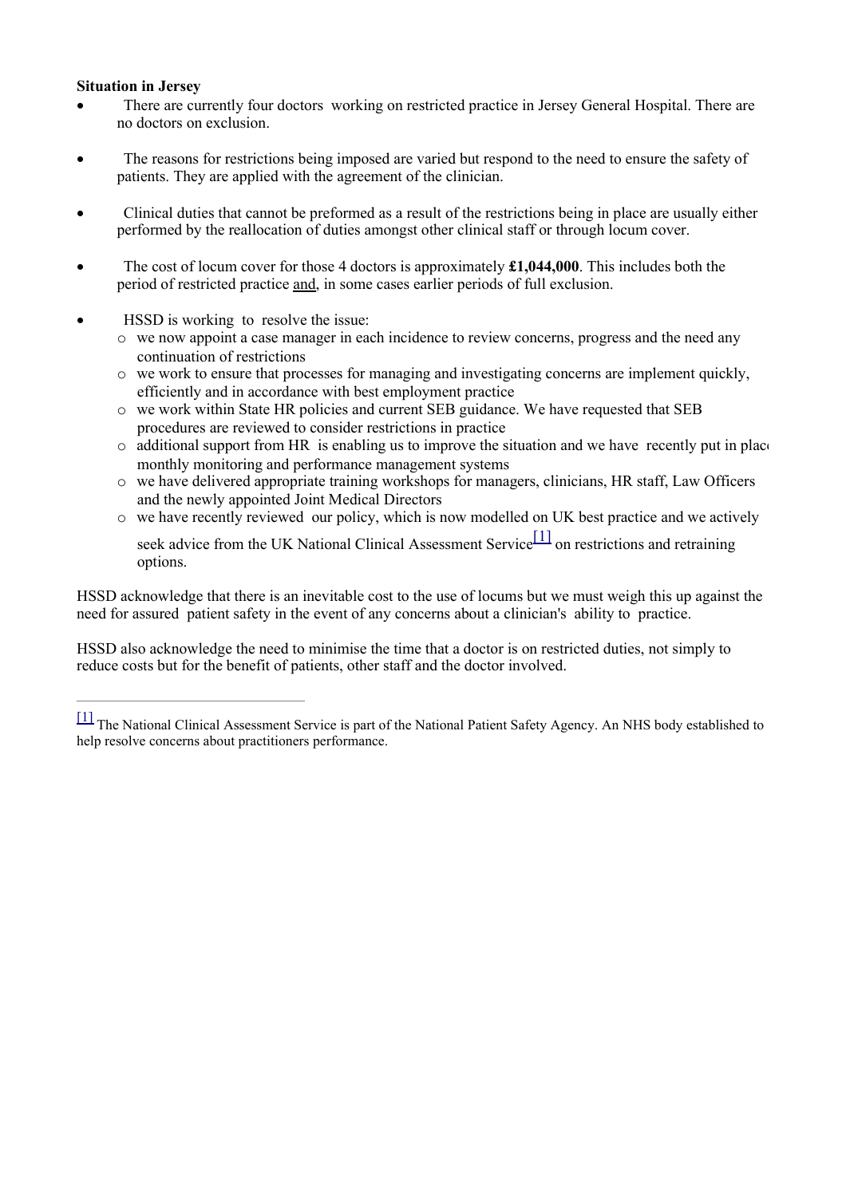**Situation in Jersey**

- There are currently four doctors working on restricted practice in Jersey General Hospital. There are no doctors on exclusion.

- The reasons for restrictions being imposed are varied but respond to the need to ensure the safety of patients. They are applied with the agreement of the clinician.

- Clinical duties that cannot be preformed as a result of the restrictions being in place are usually either performed by the reallocation of duties amongst other clinical staff or through locum cover.

- The cost of locum cover for those 4 doctors is approximately **£1,044,000**. This includes both the period of restricted practice and, in some cases earlier periods of full exclusion.

- HSSD is working to resolve the issue:
  - we now appoint a case manager in each incidence to review concerns, progress and the need any continuation of restrictions
  - we work to ensure that processes for managing and investigating concerns are implement quickly, efficiently and in accordance with best employment practice
  - we work within State HR policies and current SEB guidance. We have requested that SEB procedures are reviewed to consider restrictions in practice
  - additional support from HR is enabling us to improve the situation and we have recently put in place monthly monitoring and performance management systems
  - we have delivered appropriate training workshops for managers, clinicians, HR staff, Law Officers and the newly appointed Joint Medical Directors
  - we have recently reviewed our policy, which is now modelled on UK best practice and we actively seek advice from the UK National Clinical Assessment Service[1] on restrictions and retraining options.

HSSD acknowledge that there is an inevitable cost to the use of locums but we must weigh this up against the need for assured patient safety in the event of any concerns about a clinician's ability to practice.

HSSD also acknowledge the need to minimise the time that a doctor is on restricted duties, not simply to reduce costs but for the benefit of patients, other staff and the doctor involved.

---

[1] The National Clinical Assessment Service is part of the National Patient Safety Agency. An NHS body established to help resolve concerns about practitioners performance.